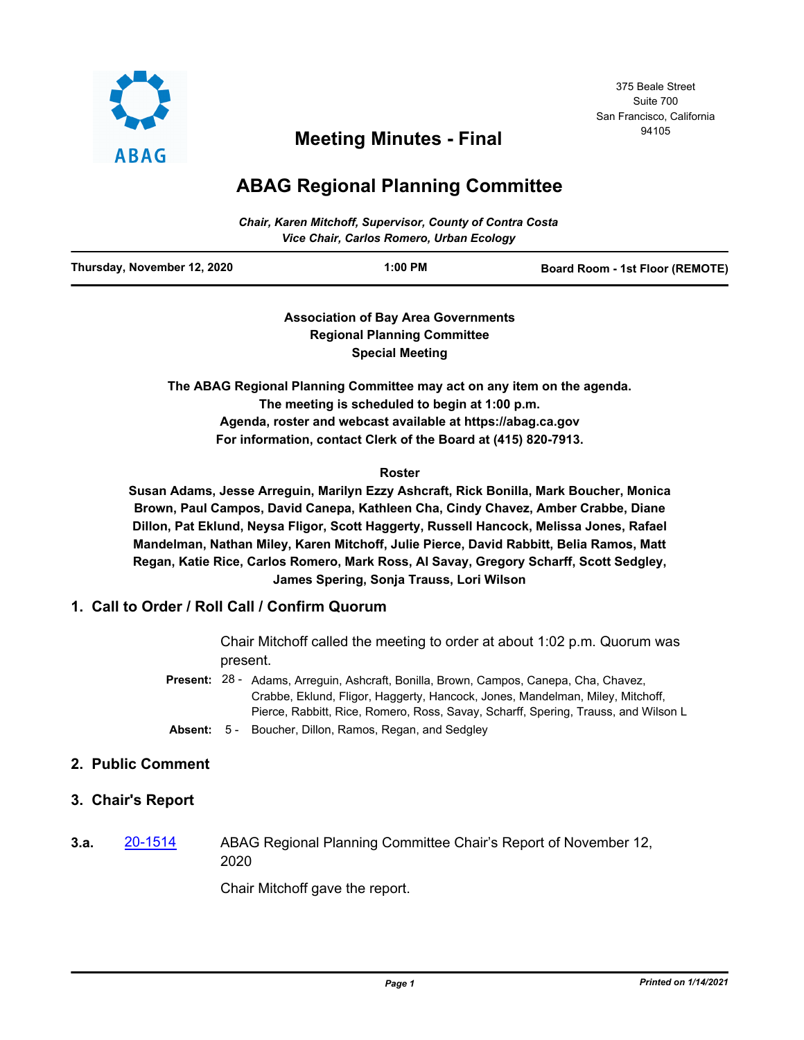# Meeting Minutes - Final

375 Beale Street
Suite 700
San Francisco, California
94105

## ABAG Regional Planning Committee

*Chair, Karen Mitchoff, Supervisor, County of Contra Costa*
*Vice Chair, Carlos Romero, Urban Ecology*

| Thursday, November 12, 2020 | 1:00 PM | Board Room - 1st Floor (REMOTE) |
|---|---|---|

**Association of Bay Area Governments**
**Regional Planning Committee**
**Special Meeting**

**The ABAG Regional Planning Committee may act on any item on the agenda.**
**The meeting is scheduled to begin at 1:00 p.m.**
**Agenda, roster and webcast available at https://abag.ca.gov**
**For information, contact Clerk of the Board at (415) 820-7913.**

**Roster**

**Susan Adams, Jesse Arreguin, Marilyn Ezzy Ashcraft, Rick Bonilla, Mark Boucher, Monica Brown, Paul Campos, David Canepa, Kathleen Cha, Cindy Chavez, Amber Crabbe, Diane Dillon, Pat Eklund, Neysa Fligor, Scott Haggerty, Russell Hancock, Melissa Jones, Rafael Mandelman, Nathan Miley, Karen Mitchoff, Julie Pierce, David Rabbitt, Belia Ramos, Matt Regan, Katie Rice, Carlos Romero, Mark Ross, Al Savay, Gregory Scharff, Scott Sedgley, James Spering, Sonja Trauss, Lori Wilson**

## 1. Call to Order / Roll Call / Confirm Quorum

Chair Mitchoff called the meeting to order at about 1:02 p.m. Quorum was present.

**Present:** 28 - Adams, Arreguin, Ashcraft, Bonilla, Brown, Campos, Canepa, Cha, Chavez, Crabbe, Eklund, Fligor, Haggerty, Hancock, Jones, Mandelman, Miley, Mitchoff, Pierce, Rabbitt, Rice, Romero, Ross, Savay, Scharff, Spering, Trauss, and Wilson L

**Absent:** 5 - Boucher, Dillon, Ramos, Regan, and Sedgley

## 2. Public Comment

## 3. Chair's Report

**3.a.** 20-1514 ABAG Regional Planning Committee Chair's Report of November 12, 2020

Chair Mitchoff gave the report.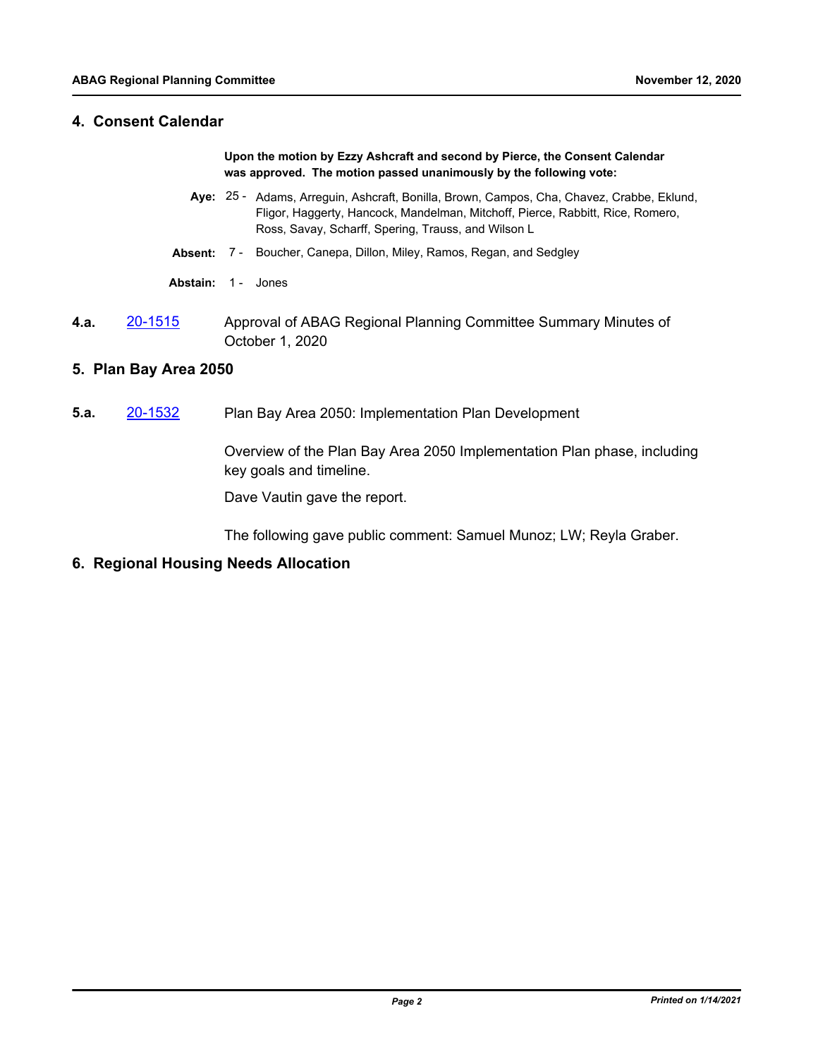## 4. Consent Calendar

**Upon the motion by Ezzy Ashcraft and second by Pierce, the Consent Calendar was approved. The motion passed unanimously by the following vote:**

**Aye:** 25 - Adams, Arreguin, Ashcraft, Bonilla, Brown, Campos, Cha, Chavez, Crabbe, Eklund, Fligor, Haggerty, Hancock, Mandelman, Mitchoff, Pierce, Rabbitt, Rice, Romero, Ross, Savay, Scharff, Spering, Trauss, and Wilson L

**Absent:** 7 - Boucher, Canepa, Dillon, Miley, Ramos, Regan, and Sedgley

**Abstain:** 1 - Jones

**4.a.** 20-1515 Approval of ABAG Regional Planning Committee Summary Minutes of October 1, 2020

## 5. Plan Bay Area 2050

**5.a.** 20-1532 Plan Bay Area 2050: Implementation Plan Development

Overview of the Plan Bay Area 2050 Implementation Plan phase, including key goals and timeline.

Dave Vautin gave the report.

The following gave public comment: Samuel Munoz; LW; Reyla Graber.

## 6. Regional Housing Needs Allocation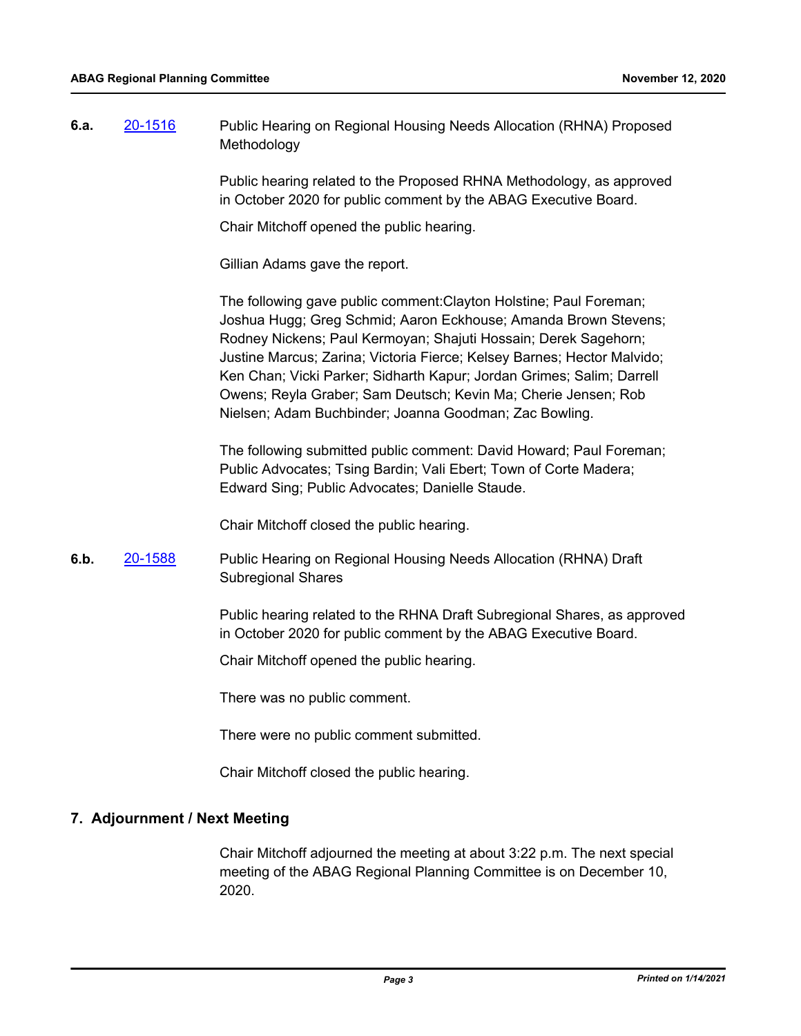**6.a.** [20-1516](20-1516) Public Hearing on Regional Housing Needs Allocation (RHNA) Proposed Methodology

Public hearing related to the Proposed RHNA Methodology, as approved in October 2020 for public comment by the ABAG Executive Board.

Chair Mitchoff opened the public hearing.

Gillian Adams gave the report.

The following gave public comment:Clayton Holstine; Paul Foreman; Joshua Hugg; Greg Schmid; Aaron Eckhouse; Amanda Brown Stevens; Rodney Nickens; Paul Kermoyan; Shajuti Hossain; Derek Sagehorn; Justine Marcus; Zarina; Victoria Fierce; Kelsey Barnes; Hector Malvido; Ken Chan; Vicki Parker; Sidharth Kapur; Jordan Grimes; Salim; Darrell Owens; Reyla Graber; Sam Deutsch; Kevin Ma; Cherie Jensen; Rob Nielsen; Adam Buchbinder; Joanna Goodman; Zac Bowling.

The following submitted public comment: David Howard; Paul Foreman; Public Advocates; Tsing Bardin; Vali Ebert; Town of Corte Madera; Edward Sing; Public Advocates; Danielle Staude.

Chair Mitchoff closed the public hearing.

**6.b.** [20-1588](20-1588) Public Hearing on Regional Housing Needs Allocation (RHNA) Draft Subregional Shares

Public hearing related to the RHNA Draft Subregional Shares, as approved in October 2020 for public comment by the ABAG Executive Board.

Chair Mitchoff opened the public hearing.

There was no public comment.

There were no public comment submitted.

Chair Mitchoff closed the public hearing.

## 7. Adjournment / Next Meeting

Chair Mitchoff adjourned the meeting at about 3:22 p.m. The next special meeting of the ABAG Regional Planning Committee is on December 10, 2020.